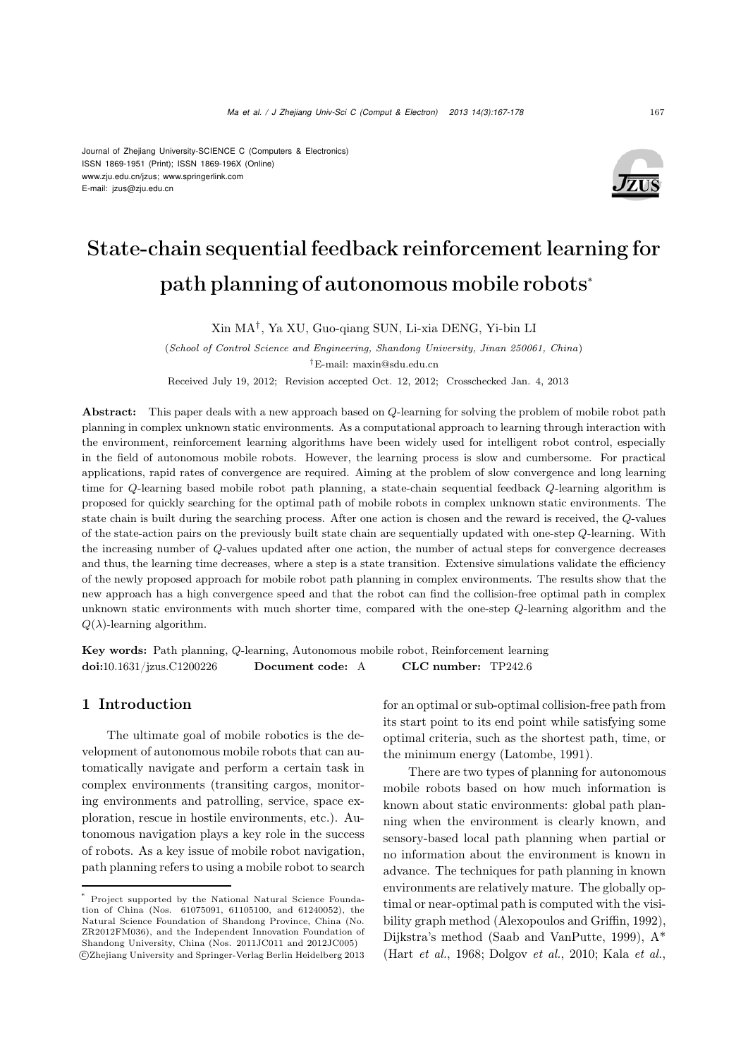Journal of Zhejiang University-SCIENCE C (Computers & Electronics)
ISSN 1869-1951 (Print); ISSN 1869-196X (Online)
www.zju.edu.cn/jzus; www.springerlink.com
E-mail: jzus@zju.edu.cn

# State-chain sequential feedback reinforcement learning for path planning of autonomous mobile robots*

Xin MA†, Ya XU, Guo-qiang SUN, Li-xia DENG, Yi-bin LI

(*School of Control Science and Engineering, Shandong University, Jinan 250061, China*)

†E-mail: maxin@sdu.edu.cn

Received July 19, 2012; Revision accepted Oct. 12, 2012; Crosschecked Jan. 4, 2013

**Abstract:** This paper deals with a new approach based on $Q$-learning for solving the problem of mobile robot path planning in complex unknown static environments. As a computational approach to learning through interaction with the environment, reinforcement learning algorithms have been widely used for intelligent robot control, especially in the field of autonomous mobile robots. However, the learning process is slow and cumbersome. For practical applications, rapid rates of convergence are required. Aiming at the problem of slow convergence and long learning time for $Q$-learning based mobile robot path planning, a state-chain sequential feedback $Q$-learning algorithm is proposed for quickly searching for the optimal path of mobile robots in complex unknown static environments. The state chain is built during the searching process. After one action is chosen and the reward is received, the $Q$-values of the state-action pairs on the previously built state chain are sequentially updated with one-step $Q$-learning. With the increasing number of $Q$-values updated after one action, the number of actual steps for convergence decreases and thus, the learning time decreases, where a step is a state transition. Extensive simulations validate the efficiency of the newly proposed approach for mobile robot path planning in complex environments. The results show that the new approach has a high convergence speed and that the robot can find the collision-free optimal path in complex unknown static environments with much shorter time, compared with the one-step $Q$-learning algorithm and the $Q(\lambda)$-learning algorithm.

**Key words:** Path planning, $Q$-learning, Autonomous mobile robot, Reinforcement learning
**doi:**10.1631/jzus.C1200226 **Document code:** A **CLC number:** TP242.6

## 1 Introduction

The ultimate goal of mobile robotics is the development of autonomous mobile robots that can automatically navigate and perform a certain task in complex environments (transiting cargos, monitoring environments and patrolling, service, space exploration, rescue in hostile environments, etc.). Autonomous navigation plays a key role in the success of robots. As a key issue of mobile robot navigation, path planning refers to using a mobile robot to search for an optimal or sub-optimal collision-free path from its start point to its end point while satisfying some optimal criteria, such as the shortest path, time, or the minimum energy (Latombe, 1991).

There are two types of planning for autonomous mobile robots based on how much information is known about static environments: global path planning when the environment is clearly known, and sensory-based local path planning when partial or no information about the environment is known in advance. The techniques for path planning in known environments are relatively mature. The globally optimal or near-optimal path is computed with the visibility graph method (Alexopoulos and Griffin, 1992), Dijkstra's method (Saab and VanPutte, 1999), A* (Hart *et al.*, 1968; Dolgov *et al.*, 2010; Kala *et al.*,

---

* Project supported by the National Natural Science Foundation of China (Nos. 61075091, 61105100, and 61240052), the Natural Science Foundation of Shandong Province, China (No. ZR2012FM036), and the Independent Innovation Foundation of Shandong University, China (Nos. 2011JC011 and 2012JC005)
©Zhejiang University and Springer-Verlag Berlin Heidelberg 2013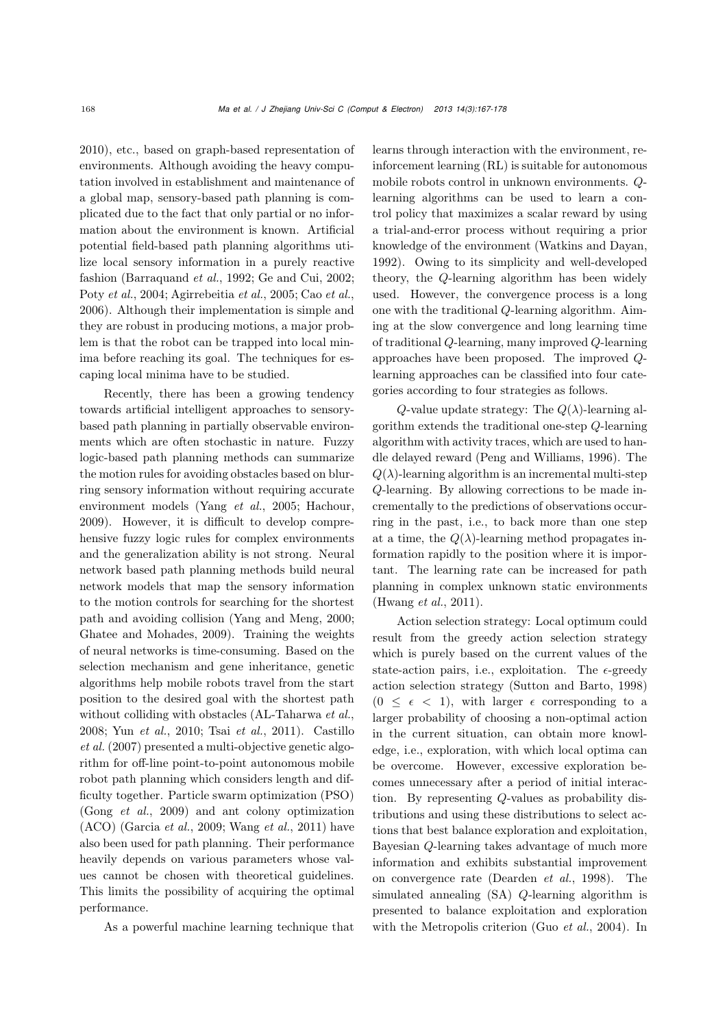2010), etc., based on graph-based representation of environments. Although avoiding the heavy computation involved in establishment and maintenance of a global map, sensory-based path planning is complicated due to the fact that only partial or no information about the environment is known. Artificial potential field-based path planning algorithms utilize local sensory information in a purely reactive fashion (Barraquand *et al.*, 1992; Ge and Cui, 2002; Poty *et al.*, 2004; Agirrebeitia *et al.*, 2005; Cao *et al.*, 2006). Although their implementation is simple and they are robust in producing motions, a major problem is that the robot can be trapped into local minima before reaching its goal. The techniques for escaping local minima have to be studied.

Recently, there has been a growing tendency towards artificial intelligent approaches to sensory-based path planning in partially observable environments which are often stochastic in nature. Fuzzy logic-based path planning methods can summarize the motion rules for avoiding obstacles based on blurring sensory information without requiring accurate environment models (Yang *et al.*, 2005; Hachour, 2009). However, it is difficult to develop comprehensive fuzzy logic rules for complex environments and the generalization ability is not strong. Neural network based path planning methods build neural network models that map the sensory information to the motion controls for searching for the shortest path and avoiding collision (Yang and Meng, 2000; Ghatee and Mohades, 2009). Training the weights of neural networks is time-consuming. Based on the selection mechanism and gene inheritance, genetic algorithms help mobile robots travel from the start position to the desired goal with the shortest path without colliding with obstacles (AL-Taharwa *et al.*, 2008; Yun *et al.*, 2010; Tsai *et al.*, 2011). Castillo *et al.* (2007) presented a multi-objective genetic algorithm for off-line point-to-point autonomous mobile robot path planning which considers length and difficulty together. Particle swarm optimization (PSO) (Gong *et al.*, 2009) and ant colony optimization (ACO) (Garcia *et al.*, 2009; Wang *et al.*, 2011) have also been used for path planning. Their performance heavily depends on various parameters whose values cannot be chosen with theoretical guidelines. This limits the possibility of acquiring the optimal performance.

As a powerful machine learning technique that learns through interaction with the environment, reinforcement learning (RL) is suitable for autonomous mobile robots control in unknown environments. $Q$-learning algorithms can be used to learn a control policy that maximizes a scalar reward by using a trial-and-error process without requiring a prior knowledge of the environment (Watkins and Dayan, 1992). Owing to its simplicity and well-developed theory, the $Q$-learning algorithm has been widely used. However, the convergence process is a long one with the traditional $Q$-learning algorithm. Aiming at the slow convergence and long learning time of traditional $Q$-learning, many improved $Q$-learning approaches have been proposed. The improved $Q$-learning approaches can be classified into four categories according to four strategies as follows.

$Q$-value update strategy: The $Q(\lambda)$-learning algorithm extends the traditional one-step $Q$-learning algorithm with activity traces, which are used to handle delayed reward (Peng and Williams, 1996). The $Q(\lambda)$-learning algorithm is an incremental multi-step $Q$-learning. By allowing corrections to be made incrementally to the predictions of observations occurring in the past, i.e., to back more than one step at a time, the $Q(\lambda)$-learning method propagates information rapidly to the position where it is important. The learning rate can be increased for path planning in complex unknown static environments (Hwang *et al.*, 2011).

Action selection strategy: Local optimum could result from the greedy action selection strategy which is purely based on the current values of the state-action pairs, i.e., exploitation. The $\epsilon$-greedy action selection strategy (Sutton and Barto, 1998) ($0 \leq \epsilon < 1$), with larger $\epsilon$ corresponding to a larger probability of choosing a non-optimal action in the current situation, can obtain more knowledge, i.e., exploration, with which local optima can be overcome. However, excessive exploration becomes unnecessary after a period of initial interaction. By representing $Q$-values as probability distributions and using these distributions to select actions that best balance exploration and exploitation, Bayesian $Q$-learning takes advantage of much more information and exhibits substantial improvement on convergence rate (Dearden *et al.*, 1998). The simulated annealing (SA) $Q$-learning algorithm is presented to balance exploitation and exploration with the Metropolis criterion (Guo *et al.*, 2004). In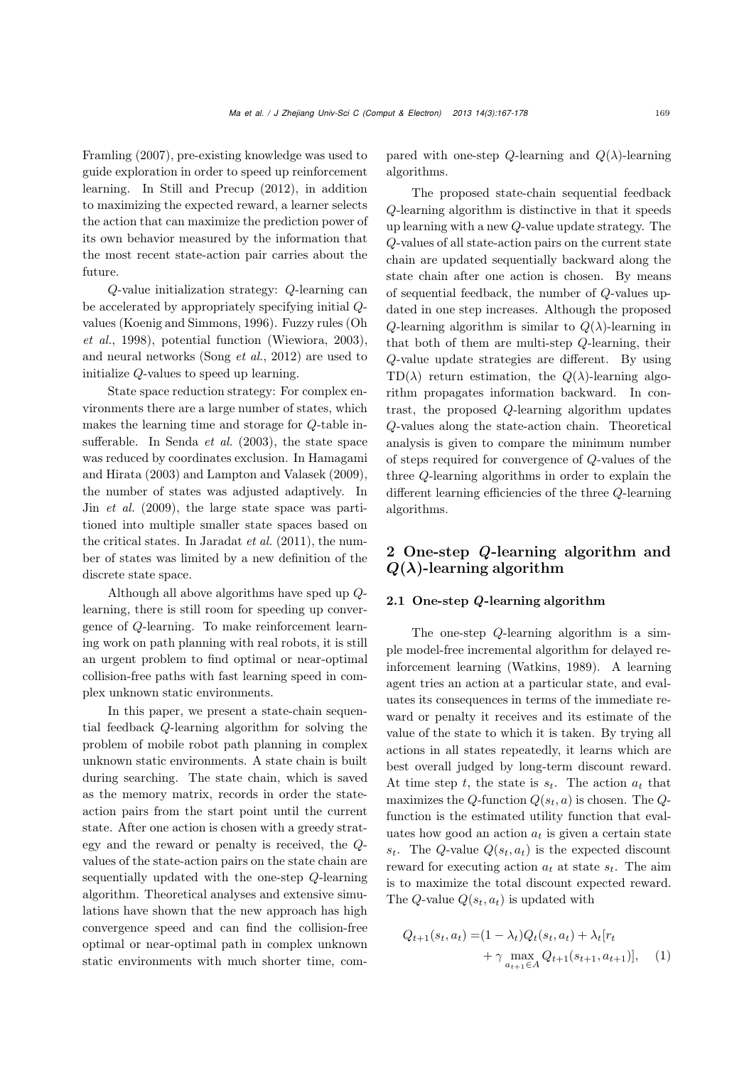Framling (2007), pre-existing knowledge was used to guide exploration in order to speed up reinforcement learning. In Still and Precup (2012), in addition to maximizing the expected reward, a learner selects the action that can maximize the prediction power of its own behavior measured by the information that the most recent state-action pair carries about the future.

$Q$-value initialization strategy: $Q$-learning can be accelerated by appropriately specifying initial $Q$-values (Koenig and Simmons, 1996). Fuzzy rules (Oh *et al.*, 1998), potential function (Wiewiora, 2003), and neural networks (Song *et al.*, 2012) are used to initialize $Q$-values to speed up learning.

State space reduction strategy: For complex environments there are a large number of states, which makes the learning time and storage for $Q$-table insufferable. In Senda *et al.* (2003), the state space was reduced by coordinates exclusion. In Hamagami and Hirata (2003) and Lampton and Valasek (2009), the number of states was adjusted adaptively. In Jin *et al.* (2009), the large state space was partitioned into multiple smaller state spaces based on the critical states. In Jaradat *et al.* (2011), the number of states was limited by a new definition of the discrete state space.

Although all above algorithms have sped up $Q$-learning, there is still room for speeding up convergence of $Q$-learning. To make reinforcement learning work on path planning with real robots, it is still an urgent problem to find optimal or near-optimal collision-free paths with fast learning speed in complex unknown static environments.

In this paper, we present a state-chain sequential feedback $Q$-learning algorithm for solving the problem of mobile robot path planning in complex unknown static environments. A state chain is built during searching. The state chain, which is saved as the memory matrix, records in order the state-action pairs from the start point until the current state. After one action is chosen with a greedy strategy and the reward or penalty is received, the $Q$-values of the state-action pairs on the state chain are sequentially updated with the one-step $Q$-learning algorithm. Theoretical analyses and extensive simulations have shown that the new approach has high convergence speed and can find the collision-free optimal or near-optimal path in complex unknown static environments with much shorter time, compared with one-step $Q$-learning and $Q(\lambda)$-learning algorithms.

The proposed state-chain sequential feedback $Q$-learning algorithm is distinctive in that it speeds up learning with a new $Q$-value update strategy. The $Q$-values of all state-action pairs on the current state chain are updated sequentially backward along the state chain after one action is chosen. By means of sequential feedback, the number of $Q$-values updated in one step increases. Although the proposed $Q$-learning algorithm is similar to $Q(\lambda)$-learning in that both of them are multi-step $Q$-learning, their $Q$-value update strategies are different. By using TD($\lambda$) return estimation, the $Q(\lambda)$-learning algorithm propagates information backward. In contrast, the proposed $Q$-learning algorithm updates $Q$-values along the state-action chain. Theoretical analysis is given to compare the minimum number of steps required for convergence of $Q$-values of the three $Q$-learning algorithms in order to explain the different learning efficiencies of the three $Q$-learning algorithms.

## 2 One-step $Q$-learning algorithm and $Q(\lambda)$-learning algorithm

### 2.1 One-step $Q$-learning algorithm

The one-step $Q$-learning algorithm is a simple model-free incremental algorithm for delayed reinforcement learning (Watkins, 1989). A learning agent tries an action at a particular state, and evaluates its consequences in terms of the immediate reward or penalty it receives and its estimate of the value of the state to which it is taken. By trying all actions in all states repeatedly, it learns which are best overall judged by long-term discount reward. At time step $t$, the state is $s_t$. The action $a_t$ that maximizes the $Q$-function $Q(s_t, a)$ is chosen. The $Q$-function is the estimated utility function that evaluates how good an action $a_t$ is given a certain state $s_t$. The $Q$-value $Q(s_t, a_t)$ is the expected discount reward for executing action $a_t$ at state $s_t$. The aim is to maximize the total discount expected reward. The $Q$-value $Q(s_t, a_t)$ is updated with

$$
\begin{aligned}
Q_{t+1}(s_t, a_t) =& (1 - \lambda_t) Q_t(s_t, a_t) + \lambda_t [r_t \\
&+ \gamma \max_{a_{t+1} \in A} Q_{t+1}(s_{t+1}, a_{t+1})], \quad (1)
\end{aligned}
$$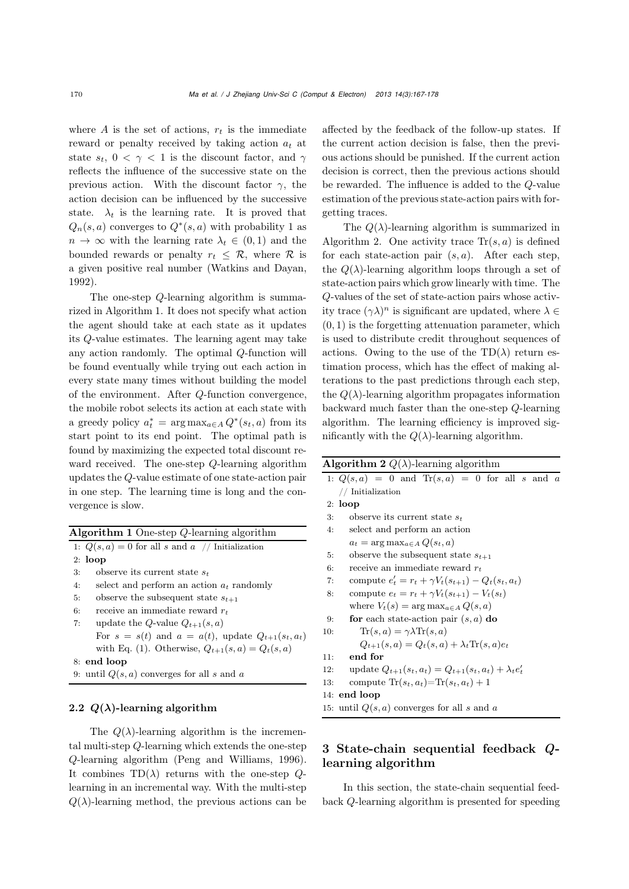where $A$ is the set of actions, $r_t$ is the immediate reward or penalty received by taking action $a_t$ at state $s_t$, $0 < \gamma < 1$ is the discount factor, and $\gamma$ reflects the influence of the successive state on the previous action. With the discount factor $\gamma$, the action decision can be influenced by the successive state. $\lambda_t$ is the learning rate. It is proved that $Q_n(s, a)$ converges to $Q^*(s, a)$ with probability 1 as $n \to \infty$ with the learning rate $\lambda_t \in (0, 1)$ and the bounded rewards or penalty $r_t \leq \mathcal{R}$, where $\mathcal{R}$ is a given positive real number (Watkins and Dayan, 1992).

The one-step $Q$-learning algorithm is summarized in Algorithm 1. It does not specify what action the agent should take at each state as it updates its $Q$-value estimates. The learning agent may take any action randomly. The optimal $Q$-function will be found eventually while trying out each action in every state many times without building the model of the environment. After $Q$-function convergence, the mobile robot selects its action at each state with a greedy policy $a_t^* = \arg\max_{a \in A} Q^*(s_t, a)$ from its start point to its end point. The optimal path is found by maximizing the expected total discount reward received. The one-step $Q$-learning algorithm updates the $Q$-value estimate of one state-action pair in one step. The learning time is long and the convergence is slow.

**Algorithm 1** One-step $Q$-learning algorithm

1: $Q(s, a) = 0$ for all $s$ and $a$ // Initialization
2: **loop**
3: observe its current state $s_t$
4: select and perform an action $a_t$ randomly
5: observe the subsequent state $s_{t+1}$
6: receive an immediate reward $r_t$
7: update the $Q$-value $Q_{t+1}(s, a)$
For $s = s(t)$ and $a = a(t)$, update $Q_{t+1}(s_t, a_t)$ with Eq. (1). Otherwise, $Q_{t+1}(s, a) = Q_t(s, a)$
8: **end loop**
9: until $Q(s, a)$ converges for all $s$ and $a$

### 2.2 $Q(\lambda)$-learning algorithm

The $Q(\lambda)$-learning algorithm is the incremental multi-step $Q$-learning which extends the one-step $Q$-learning algorithm (Peng and Williams, 1996). It combines TD($\lambda$) returns with the one-step $Q$-learning in an incremental way. With the multi-step $Q(\lambda)$-learning method, the previous actions can be affected by the feedback of the follow-up states. If the current action decision is false, then the previous actions should be punished. If the current action decision is correct, then the previous actions should be rewarded. The influence is added to the $Q$-value estimation of the previous state-action pairs with forgetting traces.

The $Q(\lambda)$-learning algorithm is summarized in Algorithm 2. One activity trace $\mathrm{Tr}(s, a)$ is defined for each state-action pair $(s, a)$. After each step, the $Q(\lambda)$-learning algorithm loops through a set of state-action pairs which grow linearly with time. The $Q$-values of the set of state-action pairs whose activity trace $(\gamma\lambda)^n$ is significant are updated, where $\lambda \in (0, 1)$ is the forgetting attenuation parameter, which is used to distribute credit throughout sequences of actions. Owing to the use of the TD($\lambda$) return estimation process, which has the effect of making alterations to the past predictions through each step, the $Q(\lambda)$-learning algorithm propagates information backward much faster than the one-step $Q$-learning algorithm. The learning efficiency is improved significantly with the $Q(\lambda)$-learning algorithm.

**Algorithm 2** $Q(\lambda)$-learning algorithm

1: $Q(s, a) = 0$ and $\mathrm{Tr}(s, a) = 0$ for all $s$ and $a$ // Initialization
2: **loop**
3: observe its current state $s_t$
4: select and perform an action $a_t = \arg\max_{a \in A} Q(s_t, a)$
5: observe the subsequent state $s_{t+1}$
6: receive an immediate reward $r_t$
7: compute $e_t' = r_t + \gamma V_t(s_{t+1}) - Q_t(s_t, a_t)$
8: compute $e_t = r_t + \gamma V_t(s_{t+1}) - V_t(s_t)$ where $V_t(s) = \arg\max_{a \in A} Q(s, a)$
9: **for** each state-action pair $(s, a)$ **do**
10: $\mathrm{Tr}(s, a) = \gamma\lambda \mathrm{Tr}(s, a)$
$Q_{t+1}(s, a) = Q_t(s, a) + \lambda_t \mathrm{Tr}(s, a) e_t$
11: **end for**
12: update $Q_{t+1}(s_t, a_t) = Q_{t+1}(s_t, a_t) + \lambda_t e_t'$
13: compute $\mathrm{Tr}(s_t, a_t) = \mathrm{Tr}(s_t, a_t) + 1$
14: **end loop**
15: until $Q(s, a)$ converges for all $s$ and $a$

## 3 State-chain sequential feedback $Q$-learning algorithm

In this section, the state-chain sequential feedback $Q$-learning algorithm is presented for speeding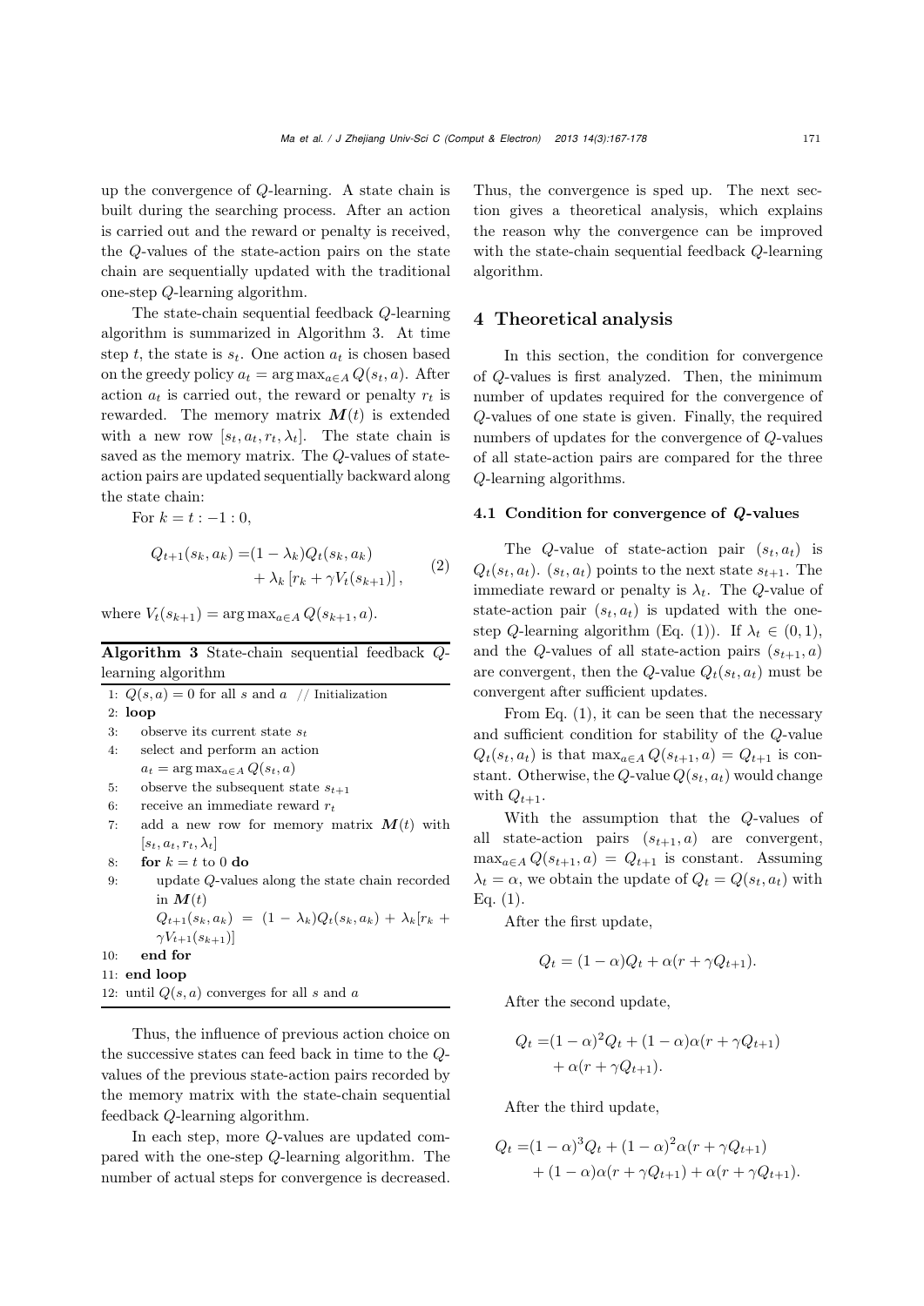up the convergence of $Q$-learning. A state chain is built during the searching process. After an action is carried out and the reward or penalty is received, the $Q$-values of the state-action pairs on the state chain are sequentially updated with the traditional one-step $Q$-learning algorithm.

The state-chain sequential feedback $Q$-learning algorithm is summarized in Algorithm 3. At time step $t$, the state is $s_t$. One action $a_t$ is chosen based on the greedy policy $a_t = \arg\max_{a\in A} Q(s_t, a)$. After action $a_t$ is carried out, the reward or penalty $r_t$ is rewarded. The memory matrix $\boldsymbol{M}(t)$ is extended with a new row $[s_t, a_t, r_t, \lambda_t]$. The state chain is saved as the memory matrix. The $Q$-values of state-action pairs are updated sequentially backward along the state chain:

For $k = t : -1 : 0$,

$$Q_{t+1}(s_k, a_k) = (1-\lambda_k)Q_t(s_k, a_k) + \lambda_k \left[r_k + \gamma V_t(s_{k+1})\right], \tag{2}$$

where $V_t(s_{k+1}) = \arg\max_{a\in A} Q(s_{k+1}, a)$.

**Algorithm 3** State-chain sequential feedback $Q$-learning algorithm

```
1: Q(s,a) = 0 for all s and a   // Initialization
2: loop
3:    observe its current state s_t
4:    select and perform an action
      a_t = arg max_{a∈A} Q(s_t, a)
5:    observe the subsequent state s_{t+1}
6:    receive an immediate reward r_t
7:    add a new row for memory matrix M(t) with
      [s_t, a_t, r_t, λ_t]
8:    for k = t to 0 do
9:       update Q-values along the state chain recorded
         in M(t)
         Q_{t+1}(s_k, a_k) = (1 − λ_k)Q_t(s_k, a_k) + λ_k[r_k +
         γV_{t+1}(s_{k+1})]
10:   end for
11: end loop
12: until Q(s, a) converges for all s and a
```

Thus, the influence of previous action choice on the successive states can feed back in time to the $Q$-values of the previous state-action pairs recorded by the memory matrix with the state-chain sequential feedback $Q$-learning algorithm.

In each step, more $Q$-values are updated compared with the one-step $Q$-learning algorithm. The number of actual steps for convergence is decreased. Thus, the convergence is sped up. The next section gives a theoretical analysis, which explains the reason why the convergence can be improved with the state-chain sequential feedback $Q$-learning algorithm.

## 4 Theoretical analysis

In this section, the condition for convergence of $Q$-values is first analyzed. Then, the minimum number of updates required for the convergence of $Q$-values of one state is given. Finally, the required numbers of updates for the convergence of $Q$-values of all state-action pairs are compared for the three $Q$-learning algorithms.

### 4.1 Condition for convergence of $Q$-values

The $Q$-value of state-action pair $(s_t, a_t)$ is $Q_t(s_t, a_t)$. $(s_t, a_t)$ points to the next state $s_{t+1}$. The immediate reward or penalty is $\lambda_t$. The $Q$-value of state-action pair $(s_t, a_t)$ is updated with the one-step $Q$-learning algorithm (Eq. (1)). If $\lambda_t \in (0, 1)$, and the $Q$-values of all state-action pairs $(s_{t+1}, a)$ are convergent, then the $Q$-value $Q_t(s_t, a_t)$ must be convergent after sufficient updates.

From Eq. (1), it can be seen that the necessary and sufficient condition for stability of the $Q$-value $Q_t(s_t, a_t)$ is that $\max_{a\in A} Q(s_{t+1}, a) = Q_{t+1}$ is constant. Otherwise, the $Q$-value $Q(s_t, a_t)$ would change with $Q_{t+1}$.

With the assumption that the $Q$-values of all state-action pairs $(s_{t+1}, a)$ are convergent, $\max_{a\in A} Q(s_{t+1}, a) = Q_{t+1}$ is constant. Assuming $\lambda_t = \alpha$, we obtain the update of $Q_t = Q(s_t, a_t)$ with Eq. (1).

After the first update,

$$Q_t = (1-\alpha)Q_t + \alpha(r + \gamma Q_{t+1}).$$

After the second update,

$$Q_t = (1-\alpha)^2 Q_t + (1-\alpha)\alpha(r + \gamma Q_{t+1}) + \alpha(r + \gamma Q_{t+1}).$$

After the third update,

$$Q_t = (1-\alpha)^3 Q_t + (1-\alpha)^2\alpha(r + \gamma Q_{t+1}) + (1-\alpha)\alpha(r + \gamma Q_{t+1}) + \alpha(r + \gamma Q_{t+1}).$$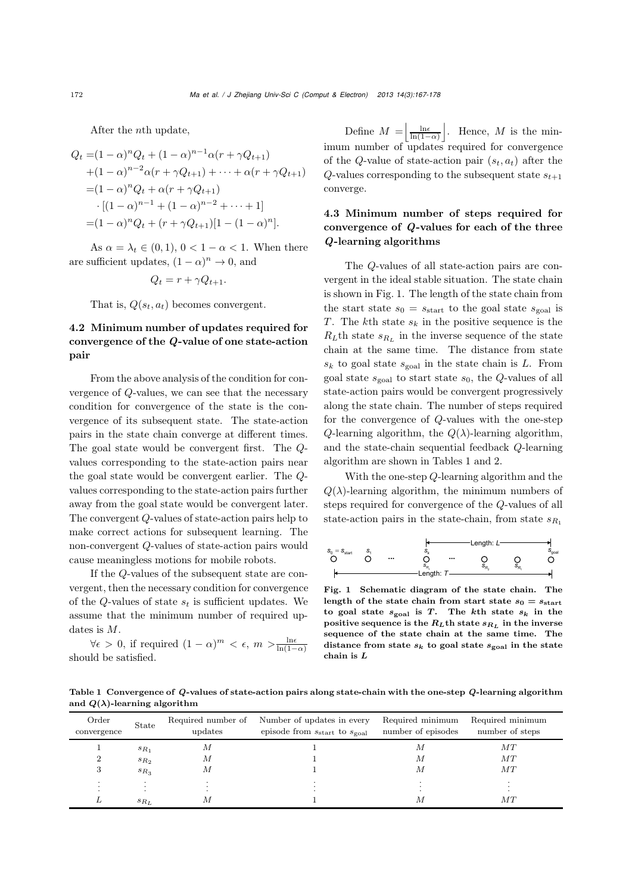After the $n$th update,

$$
\begin{aligned}
Q_t =&(1-\alpha)^n Q_t + (1-\alpha)^{n-1}\alpha(r+\gamma Q_{t+1}) \\
&+(1-\alpha)^{n-2}\alpha(r+\gamma Q_{t+1}) + \cdots + \alpha(r+\gamma Q_{t+1}) \\
=&(1-\alpha)^n Q_t + \alpha(r+\gamma Q_{t+1}) \\
&\cdot [(1-\alpha)^{n-1} + (1-\alpha)^{n-2} + \cdots + 1] \\
=&(1-\alpha)^n Q_t + (r+\gamma Q_{t+1})[1-(1-\alpha)^n].
\end{aligned}
$$

As $\alpha = \lambda_t \in (0,1)$, $0 < 1-\alpha < 1$. When there are sufficient updates, $(1-\alpha)^n \to 0$, and

$$Q_t = r + \gamma Q_{t+1}.$$

That is, $Q(s_t, a_t)$ becomes convergent.

### 4.2 Minimum number of updates required for convergence of the $Q$-value of one state-action pair

From the above analysis of the condition for convergence of $Q$-values, we can see that the necessary condition for convergence of the state is the convergence of its subsequent state. The state-action pairs in the state chain converge at different times. The goal state would be convergent first. The $Q$-values corresponding to the state-action pairs near the goal state would be convergent earlier. The $Q$-values corresponding to the state-action pairs further away from the goal state would be convergent later. The convergent $Q$-values of state-action pairs help to make correct actions for subsequent learning. The non-convergent $Q$-values of state-action pairs would cause meaningless motions for mobile robots.

If the $Q$-values of the subsequent state are convergent, then the necessary condition for convergence of the $Q$-values of state $s_t$ is sufficient updates. We assume that the minimum number of required updates is $M$.

$\forall \epsilon > 0$, if required $(1-\alpha)^m < \epsilon$, $m > \frac{\ln \epsilon}{\ln(1-\alpha)}$ should be satisfied.

Define $M = \left\lfloor \frac{\ln \epsilon}{\ln(1-\alpha)} \right\rfloor$. Hence, $M$ is the minimum number of updates required for convergence of the $Q$-value of state-action pair $(s_t, a_t)$ after the $Q$-values corresponding to the subsequent state $s_{t+1}$ converge.

### 4.3 Minimum number of steps required for convergence of $Q$-values for each of the three $Q$-learning algorithms

The $Q$-values of all state-action pairs are convergent in the ideal stable situation. The state chain is shown in Fig. 1. The length of the state chain from the start state $s_0 = s_{\text{start}}$ to the goal state $s_{\text{goal}}$ is $T$. The $k$th state $s_k$ in the positive sequence is the $R_L$th state $s_{R_L}$ in the inverse sequence of the state chain at the same time. The distance from state $s_k$ to goal state $s_{\text{goal}}$ in the state chain is $L$. From goal state $s_{\text{goal}}$ to start state $s_0$, the $Q$-values of all state-action pairs would be convergent progressively along the state chain. The number of steps required for the convergence of $Q$-values with the one-step $Q$-learning algorithm, the $Q(\lambda)$-learning algorithm, and the state-chain sequential feedback $Q$-learning algorithm are shown in Tables 1 and 2.

With the one-step $Q$-learning algorithm and the $Q(\lambda)$-learning algorithm, the minimum numbers of steps required for convergence of the $Q$-values of all state-action pairs in the state-chain, from state $s_{R_1}$

**Fig. 1 Schematic diagram of the state chain. The length of the state chain from start state $s_0 = s_{\text{start}}$ to goal state $s_{\text{goal}}$ is $T$. The $k$th state $s_k$ in the positive sequence is the $R_L$th state $s_{R_L}$ in the inverse sequence of the state chain at the same time. The distance from state $s_k$ to goal state $s_{\text{goal}}$ in the state chain is $L$**

**Table 1 Convergence of $Q$-values of state-action pairs along state-chain with the one-step $Q$-learning algorithm and $Q(\lambda)$-learning algorithm**

| Order convergence | State | Required number of updates | Number of updates in every episode from $s_{\text{start}}$ to $s_{\text{goal}}$ | Required minimum number of episodes | Required minimum number of steps |
|---|---|---|---|---|---|
| 1 | $s_{R_1}$ | $M$ | 1 | $M$ | $MT$ |
| 2 | $s_{R_2}$ | $M$ | 1 | $M$ | $MT$ |
| 3 | $s_{R_3}$ | $M$ | 1 | $M$ | $MT$ |
| $\vdots$ | $\vdots$ | $\vdots$ | $\vdots$ | $\vdots$ | $\vdots$ |
| $L$ | $s_{R_L}$ | $M$ | 1 | $M$ | $MT$ |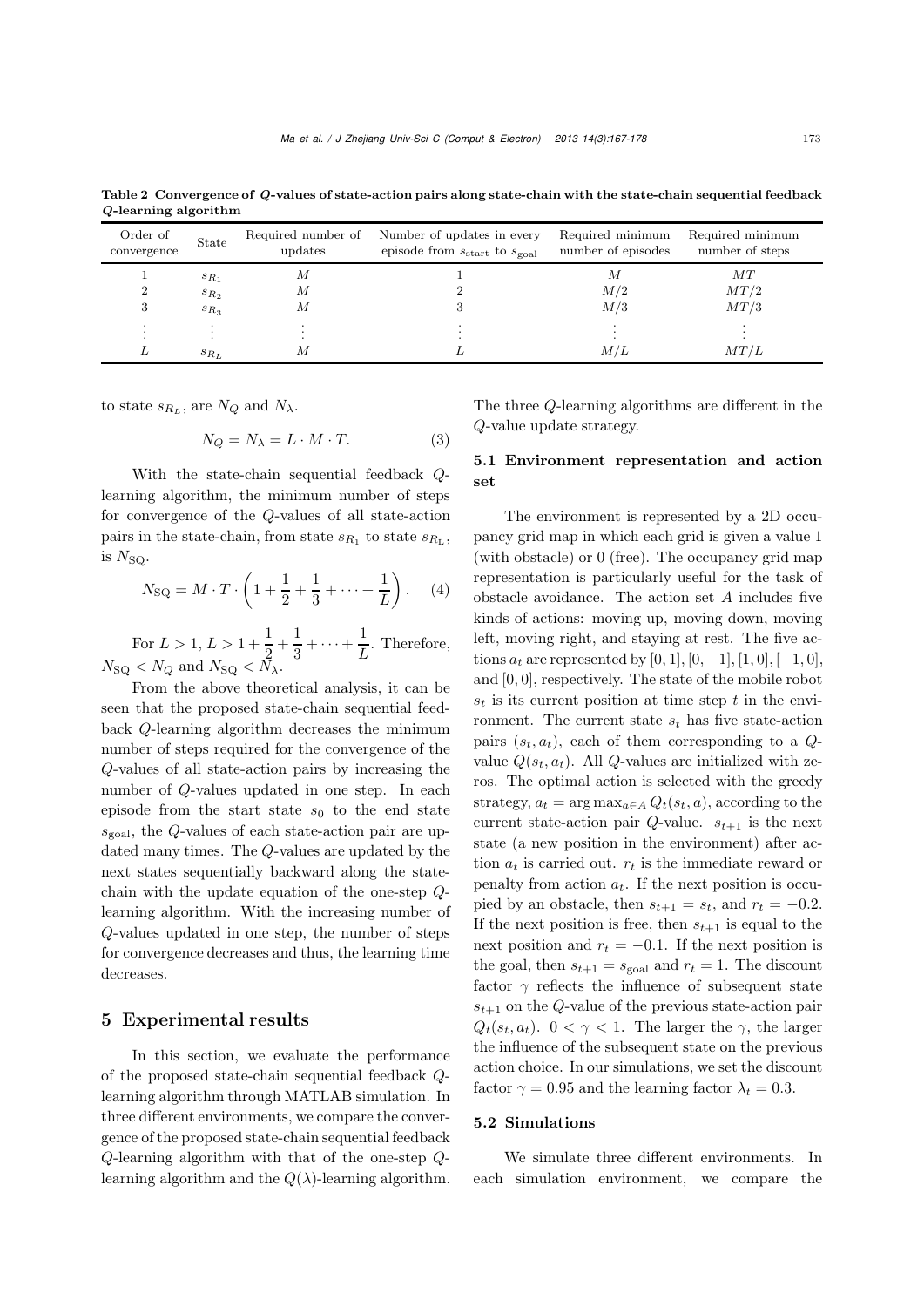**Table 2 Convergence of $Q$-values of state-action pairs along state-chain with the state-chain sequential feedback $Q$-learning algorithm**

| Order of convergence | State | Required number of updates | Number of updates in every episode from $s_{\text{start}}$ to $s_{\text{goal}}$ | Required minimum number of episodes | Required minimum number of steps |
|---|---|---|---|---|---|
| 1 | $s_{R_1}$ | $M$ | 1 | $M$ | $MT$ |
| 2 | $s_{R_2}$ | $M$ | 2 | $M/2$ | $MT/2$ |
| 3 | $s_{R_3}$ | $M$ | 3 | $M/3$ | $MT/3$ |
| $\vdots$ | $\vdots$ | $\vdots$ | $\vdots$ | $\vdots$ | $\vdots$ |
| $L$ | $s_{R_L}$ | $M$ | $L$ | $M/L$ | $MT/L$ |

to state $s_{R_L}$, are $N_Q$ and $N_\lambda$.

$$N_Q = N_\lambda = L \cdot M \cdot T. \tag{3}$$

With the state-chain sequential feedback $Q$-learning algorithm, the minimum number of steps for convergence of the $Q$-values of all state-action pairs in the state-chain, from state $s_{R_1}$ to state $s_{R_L}$, is $N_{\text{SQ}}$.

$$N_{\text{SQ}} = M \cdot T \cdot \left(1 + \frac{1}{2} + \frac{1}{3} + \cdots + \frac{1}{L}\right). \tag{4}$$

For $L > 1$, $L > 1 + \dfrac{1}{2} + \dfrac{1}{3} + \cdots + \dfrac{1}{L}$. Therefore, $N_{\text{SQ}} < N_Q$ and $N_{\text{SQ}} < N_\lambda$.

From the above theoretical analysis, it can be seen that the proposed state-chain sequential feedback $Q$-learning algorithm decreases the minimum number of steps required for the convergence of the $Q$-values of all state-action pairs by increasing the number of $Q$-values updated in one step. In each episode from the start state $s_0$ to the end state $s_{\text{goal}}$, the $Q$-values of each state-action pair are updated many times. The $Q$-values are updated by the next states sequentially backward along the state-chain with the update equation of the one-step $Q$-learning algorithm. With the increasing number of $Q$-values updated in one step, the number of steps for convergence decreases and thus, the learning time decreases.

## 5 Experimental results

In this section, we evaluate the performance of the proposed state-chain sequential feedback $Q$-learning algorithm through MATLAB simulation. In three different environments, we compare the convergence of the proposed state-chain sequential feedback $Q$-learning algorithm with that of the one-step $Q$-learning algorithm and the $Q(\lambda)$-learning algorithm. The three $Q$-learning algorithms are different in the $Q$-value update strategy.

### 5.1 Environment representation and action set

The environment is represented by a 2D occupancy grid map in which each grid is given a value 1 (with obstacle) or 0 (free). The occupancy grid map representation is particularly useful for the task of obstacle avoidance. The action set $A$ includes five kinds of actions: moving up, moving down, moving left, moving right, and staying at rest. The five actions $a_t$ are represented by $[0, 1]$, $[0, -1]$, $[1, 0]$, $[-1, 0]$, and $[0, 0]$, respectively. The state of the mobile robot $s_t$ is its current position at time step $t$ in the environment. The current state $s_t$ has five state-action pairs $(s_t, a_t)$, each of them corresponding to a $Q$-value $Q(s_t, a_t)$. All $Q$-values are initialized with zeros. The optimal action is selected with the greedy strategy, $a_t = \arg\max_{a \in A} Q_t(s_t, a)$, according to the current state-action pair $Q$-value. $s_{t+1}$ is the next state (a new position in the environment) after action $a_t$ is carried out. $r_t$ is the immediate reward or penalty from action $a_t$. If the next position is occupied by an obstacle, then $s_{t+1} = s_t$, and $r_t = -0.2$. If the next position is free, then $s_{t+1}$ is equal to the next position and $r_t = -0.1$. If the next position is the goal, then $s_{t+1} = s_{\text{goal}}$ and $r_t = 1$. The discount factor $\gamma$ reflects the influence of subsequent state $s_{t+1}$ on the $Q$-value of the previous state-action pair $Q_t(s_t, a_t)$. $0 < \gamma < 1$. The larger the $\gamma$, the larger the influence of the subsequent state on the previous action choice. In our simulations, we set the discount factor $\gamma = 0.95$ and the learning factor $\lambda_t = 0.3$.

### 5.2 Simulations

We simulate three different environments. In each simulation environment, we compare the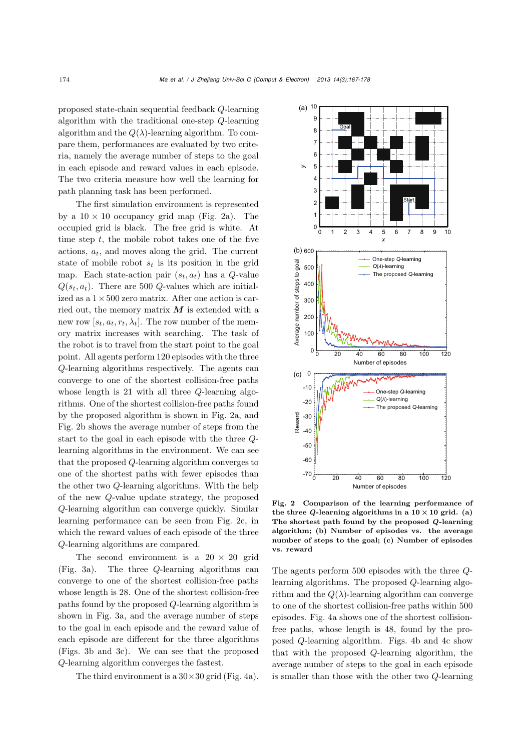proposed state-chain sequential feedback $Q$-learning algorithm with the traditional one-step $Q$-learning algorithm and the $Q(\lambda)$-learning algorithm. To compare them, performances are evaluated by two criteria, namely the average number of steps to the goal in each episode and reward values in each episode. The two criteria measure how well the learning for path planning task has been performed.

The first simulation environment is represented by a $10 \times 10$ occupancy grid map (Fig. 2a). The occupied grid is black. The free grid is white. At time step $t$, the mobile robot takes one of the five actions, $a_t$, and moves along the grid. The current state of mobile robot $s_t$ is its position in the grid map. Each state-action pair $(s_t, a_t)$ has a $Q$-value $Q(s_t, a_t)$. There are 500 $Q$-values which are initialized as a $1 \times 500$ zero matrix. After one action is carried out, the memory matrix $\boldsymbol{M}$ is extended with a new row $[s_t, a_t, r_t, \lambda_t]$. The row number of the memory matrix increases with searching. The task of the robot is to travel from the start point to the goal point. All agents perform 120 episodes with the three $Q$-learning algorithms respectively. The agents can converge to one of the shortest collision-free paths whose length is 21 with all three $Q$-learning algorithms. One of the shortest collision-free paths found by the proposed algorithm is shown in Fig. 2a, and Fig. 2b shows the average number of steps from the start to the goal in each episode with the three $Q$-learning algorithms in the environment. We can see that the proposed $Q$-learning algorithm converges to one of the shortest paths with fewer episodes than the other two $Q$-learning algorithms. With the help of the new $Q$-value update strategy, the proposed $Q$-learning algorithm can converge quickly. Similar learning performance can be seen from Fig. 2c, in which the reward values of each episode of the three $Q$-learning algorithms are compared.

**Fig. 2 Comparison of the learning performance of the three $Q$-learning algorithms in a $10 \times 10$ grid. (a) The shortest path found by the proposed $Q$-learning algorithm; (b) Number of episodes vs. the average number of steps to the goal; (c) Number of episodes vs. reward**

The second environment is a $20 \times 20$ grid (Fig. 3a). The three $Q$-learning algorithms can converge to one of the shortest collision-free paths whose length is 28. One of the shortest collision-free paths found by the proposed $Q$-learning algorithm is shown in Fig. 3a, and the average number of steps to the goal in each episode and the reward value of each episode are different for the three algorithms (Figs. 3b and 3c). We can see that the proposed $Q$-learning algorithm converges the fastest.

The third environment is a $30 \times 30$ grid (Fig. 4a). The agents perform 500 episodes with the three $Q$-learning algorithms. The proposed $Q$-learning algorithm and the $Q(\lambda)$-learning algorithm can converge to one of the shortest collision-free paths within 500 episodes. Fig. 4a shows one of the shortest collision-free paths, whose length is 48, found by the proposed $Q$-learning algorithm. Figs. 4b and 4c show that with the proposed $Q$-learning algorithm, the average number of steps to the goal in each episode is smaller than those with the other two $Q$-learning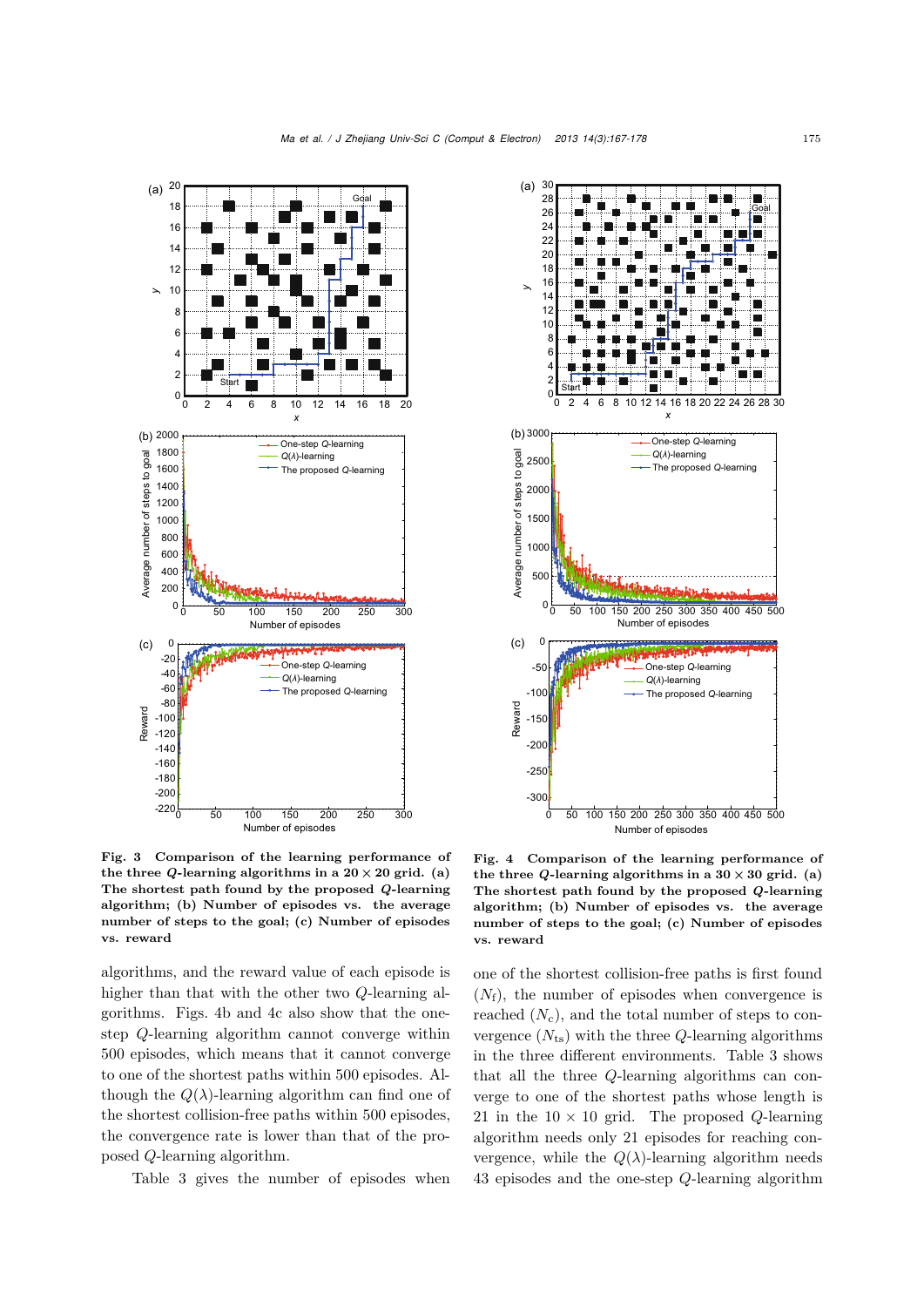**Fig. 3 Comparison of the learning performance of the three $Q$-learning algorithms in a $20 \times 20$ grid. (a) The shortest path found by the proposed $Q$-learning algorithm; (b) Number of episodes vs. the average number of steps to the goal; (c) Number of episodes vs. reward**

**Fig. 4 Comparison of the learning performance of the three $Q$-learning algorithms in a $30 \times 30$ grid. (a) The shortest path found by the proposed $Q$-learning algorithm; (b) Number of episodes vs. the average number of steps to the goal; (c) Number of episodes vs. reward**

algorithms, and the reward value of each episode is higher than that with the other two $Q$-learning algorithms. Figs. 4b and 4c also show that the one-step $Q$-learning algorithm cannot converge within 500 episodes, which means that it cannot converge to one of the shortest paths within 500 episodes. Although the $Q(\lambda)$-learning algorithm can find one of the shortest collision-free paths within 500 episodes, the convergence rate is lower than that of the proposed $Q$-learning algorithm.

Table 3 gives the number of episodes when one of the shortest collision-free paths is first found ($N_{\rm f}$), the number of episodes when convergence is reached ($N_{\rm c}$), and the total number of steps to convergence ($N_{\rm ts}$) with the three $Q$-learning algorithms in the three different environments. Table 3 shows that all the three $Q$-learning algorithms can converge to one of the shortest paths whose length is 21 in the $10 \times 10$ grid. The proposed $Q$-learning algorithm needs only 21 episodes for reaching convergence, while the $Q(\lambda)$-learning algorithm needs 43 episodes and the one-step $Q$-learning algorithm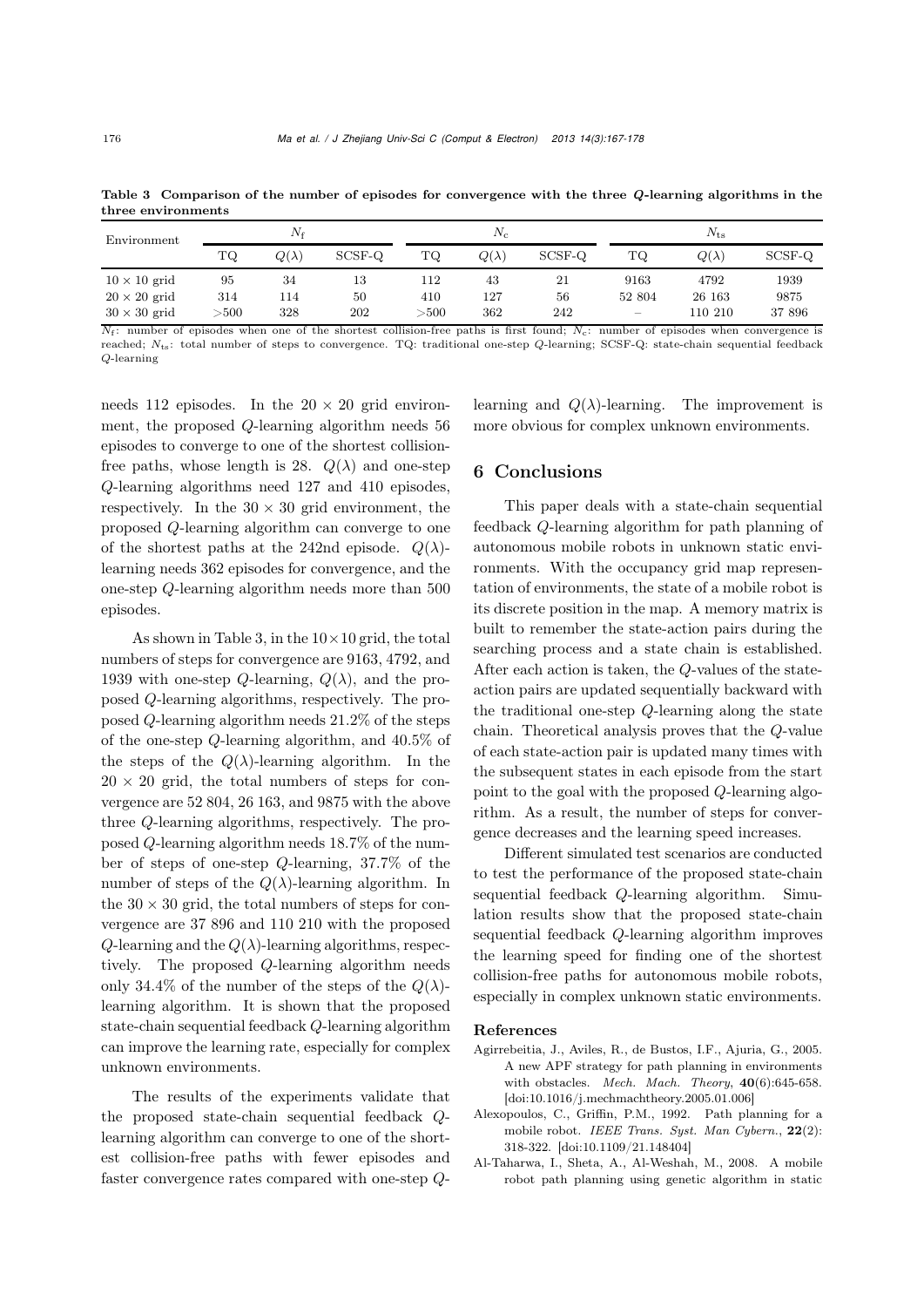**Table 3 Comparison of the number of episodes for convergence with the three $Q$-learning algorithms in the three environments**

| Environment | $N_{\mathrm{f}}$ | | | $N_{\mathrm{c}}$ | | | $N_{\mathrm{ts}}$ | | |
|---|---|---|---|---|---|---|---|---|---|
| | TQ | $Q(\lambda)$ | SCSF-Q | TQ | $Q(\lambda)$ | SCSF-Q | TQ | $Q(\lambda)$ | SCSF-Q |
| $10 \times 10$ grid | 95 | 34 | 13 | 112 | 43 | 21 | 9163 | 4792 | 1939 |
| $20 \times 20$ grid | 314 | 114 | 50 | 410 | 127 | 56 | 52 804 | 26 163 | 9875 |
| $30 \times 30$ grid | >500 | 328 | 202 | >500 | 362 | 242 | – | 110 210 | 37 896 |

$N_{\mathrm{f}}$: number of episodes when one of the shortest collision-free paths is first found; $N_{\mathrm{c}}$: number of episodes when convergence is reached; $N_{\mathrm{ts}}$: total number of steps to convergence. TQ: traditional one-step $Q$-learning; SCSF-Q: state-chain sequential feedback $Q$-learning

needs 112 episodes. In the $20 \times 20$ grid environment, the proposed $Q$-learning algorithm needs 56 episodes to converge to one of the shortest collision-free paths, whose length is 28. $Q(\lambda)$ and one-step $Q$-learning algorithms need 127 and 410 episodes, respectively. In the $30 \times 30$ grid environment, the proposed $Q$-learning algorithm can converge to one of the shortest paths at the 242nd episode. $Q(\lambda)$-learning needs 362 episodes for convergence, and the one-step $Q$-learning algorithm needs more than 500 episodes.

As shown in Table 3, in the $10 \times 10$ grid, the total numbers of steps for convergence are 9163, 4792, and 1939 with one-step $Q$-learning, $Q(\lambda)$, and the proposed $Q$-learning algorithms, respectively. The proposed $Q$-learning algorithm needs 21.2% of the steps of the one-step $Q$-learning algorithm, and 40.5% of the steps of the $Q(\lambda)$-learning algorithm. In the $20 \times 20$ grid, the total numbers of steps for convergence are 52 804, 26 163, and 9875 with the above three $Q$-learning algorithms, respectively. The proposed $Q$-learning algorithm needs 18.7% of the number of steps of one-step $Q$-learning, 37.7% of the number of steps of the $Q(\lambda)$-learning algorithm. In the $30 \times 30$ grid, the total numbers of steps for convergence are 37 896 and 110 210 with the proposed $Q$-learning and the $Q(\lambda)$-learning algorithms, respectively. The proposed $Q$-learning algorithm needs only 34.4% of the number of the steps of the $Q(\lambda)$-learning algorithm. It is shown that the proposed state-chain sequential feedback $Q$-learning algorithm can improve the learning rate, especially for complex unknown environments.

The results of the experiments validate that the proposed state-chain sequential feedback $Q$-learning algorithm can converge to one of the shortest collision-free paths with fewer episodes and faster convergence rates compared with one-step $Q$-learning and $Q(\lambda)$-learning. The improvement is more obvious for complex unknown environments.

## 6 Conclusions

This paper deals with a state-chain sequential feedback $Q$-learning algorithm for path planning of autonomous mobile robots in unknown static environments. With the occupancy grid map representation of environments, the state of a mobile robot is its discrete position in the map. A memory matrix is built to remember the state-action pairs during the searching process and a state chain is established. After each action is taken, the $Q$-values of the state-action pairs are updated sequentially backward with the traditional one-step $Q$-learning along the state chain. Theoretical analysis proves that the $Q$-value of each state-action pair is updated many times with the subsequent states in each episode from the start point to the goal with the proposed $Q$-learning algorithm. As a result, the number of steps for convergence decreases and the learning speed increases.

Different simulated test scenarios are conducted to test the performance of the proposed state-chain sequential feedback $Q$-learning algorithm. Simulation results show that the proposed state-chain sequential feedback $Q$-learning algorithm improves the learning speed for finding one of the shortest collision-free paths for autonomous mobile robots, especially in complex unknown static environments.

### References

Agirrebeitia, J., Aviles, R., de Bustos, I.F., Ajuria, G., 2005. A new APF strategy for path planning in environments with obstacles. *Mech. Mach. Theory*, **40**(6):645-658. [doi:10.1016/j.mechmachtheory.2005.01.006]

Alexopoulos, C., Griffin, P.M., 1992. Path planning for a mobile robot. *IEEE Trans. Syst. Man Cybern.*, **22**(2): 318-322. [doi:10.1109/21.148404]

Al-Taharwa, I., Sheta, A., Al-Weshah, M., 2008. A mobile robot path planning using genetic algorithm in static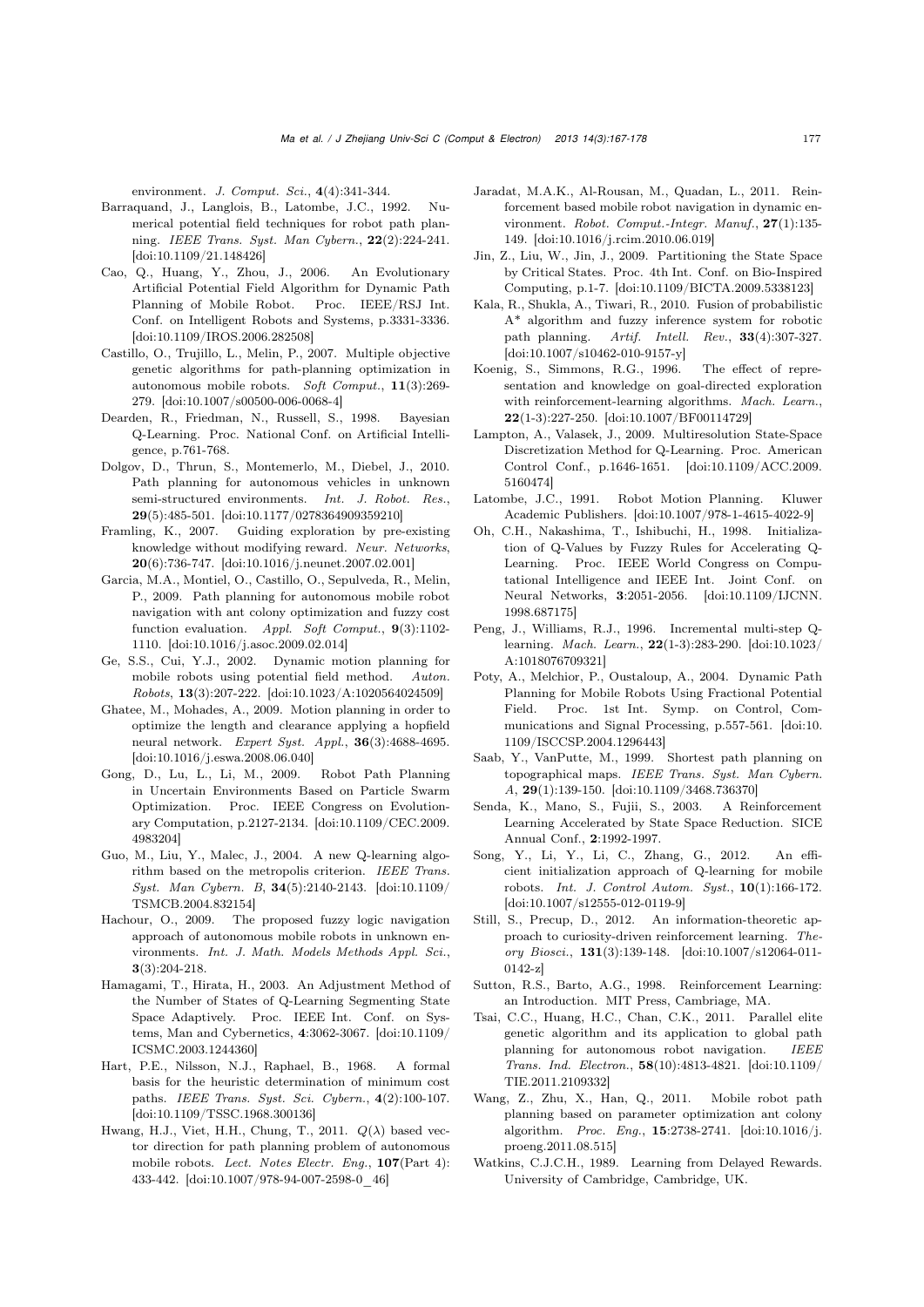environment. *J. Comput. Sci.*, **4**(4):341-344.

Barraquand, J., Langlois, B., Latombe, J.C., 1992. Numerical potential field techniques for robot path planning. *IEEE Trans. Syst. Man Cybern.*, **22**(2):224-241. [doi:10.1109/21.148426]

Cao, Q., Huang, Y., Zhou, J., 2006. An Evolutionary Artificial Potential Field Algorithm for Dynamic Path Planning of Mobile Robot. Proc. IEEE/RSJ Int. Conf. on Intelligent Robots and Systems, p.3331-3336. [doi:10.1109/IROS.2006.282508]

Castillo, O., Trujillo, L., Melin, P., 2007. Multiple objective genetic algorithms for path-planning optimization in autonomous mobile robots. *Soft Comput.*, **11**(3):269-279. [doi:10.1007/s00500-006-0068-4]

Dearden, R., Friedman, N., Russell, S., 1998. Bayesian Q-Learning. Proc. National Conf. on Artificial Intelligence, p.761-768.

Dolgov, D., Thrun, S., Montemerlo, M., Diebel, J., 2010. Path planning for autonomous vehicles in unknown semi-structured environments. *Int. J. Robot. Res.*, **29**(5):485-501. [doi:10.1177/0278364909359210]

Framling, K., 2007. Guiding exploration by pre-existing knowledge without modifying reward. *Neur. Networks*, **20**(6):736-747. [doi:10.1016/j.neunet.2007.02.001]

Garcia, M.A., Montiel, O., Castillo, O., Sepulveda, R., Melin, P., 2009. Path planning for autonomous mobile robot navigation with ant colony optimization and fuzzy cost function evaluation. *Appl. Soft Comput.*, **9**(3):1102-1110. [doi:10.1016/j.asoc.2009.02.014]

Ge, S.S., Cui, Y.J., 2002. Dynamic motion planning for mobile robots using potential field method. *Auton. Robots*, **13**(3):207-222. [doi:10.1023/A:1020564024509]

Ghatee, M., Mohades, A., 2009. Motion planning in order to optimize the length and clearance applying a hopfield neural network. *Expert Syst. Appl.*, **36**(3):4688-4695. [doi:10.1016/j.eswa.2008.06.040]

Gong, D., Lu, L., Li, M., 2009. Robot Path Planning in Uncertain Environments Based on Particle Swarm Optimization. Proc. IEEE Congress on Evolutionary Computation, p.2127-2134. [doi:10.1109/CEC.2009.4983204]

Guo, M., Liu, Y., Malec, J., 2004. A new Q-learning algorithm based on the metropolis criterion. *IEEE Trans. Syst. Man Cybern. B*, **34**(5):2140-2143. [doi:10.1109/TSMCB.2004.832154]

Hachour, O., 2009. The proposed fuzzy logic navigation approach of autonomous mobile robots in unknown environments. *Int. J. Math. Models Methods Appl. Sci.*, **3**(3):204-218.

Hamagami, T., Hirata, H., 2003. An Adjustment Method of the Number of States of Q-Learning Segmenting State Space Adaptively. Proc. IEEE Int. Conf. on Systems, Man and Cybernetics, **4**:3062-3067. [doi:10.1109/ICSMC.2003.1244360]

Hart, P.E., Nilsson, N.J., Raphael, B., 1968. A formal basis for the heuristic determination of minimum cost paths. *IEEE Trans. Syst. Sci. Cybern.*, **4**(2):100-107. [doi:10.1109/TSSC.1968.300136]

Hwang, H.J., Viet, H.H., Chung, T., 2011. $Q(\lambda)$ based vector direction for path planning problem of autonomous mobile robots. *Lect. Notes Electr. Eng.*, **107**(Part 4): 433-442. [doi:10.1007/978-94-007-2598-0_46]

Jaradat, M.A.K., Al-Rousan, M., Quadan, L., 2011. Reinforcement based mobile robot navigation in dynamic environment. *Robot. Comput.-Integr. Manuf.*, **27**(1):135-149. [doi:10.1016/j.rcim.2010.06.019]

Jin, Z., Liu, W., Jin, J., 2009. Partitioning the State Space by Critical States. Proc. 4th Int. Conf. on Bio-Inspired Computing, p.1-7. [doi:10.1109/BICTA.2009.5338123]

Kala, R., Shukla, A., Tiwari, R., 2010. Fusion of probabilistic A* algorithm and fuzzy inference system for robotic path planning. *Artif. Intell. Rev.*, **33**(4):307-327. [doi:10.1007/s10462-010-9157-y]

Koenig, S., Simmons, R.G., 1996. The effect of representation and knowledge on goal-directed exploration with reinforcement-learning algorithms. *Mach. Learn.*, **22**(1-3):227-250. [doi:10.1007/BF00114729]

Lampton, A., Valasek, J., 2009. Multiresolution State-Space Discretization Method for Q-Learning. Proc. American Control Conf., p.1646-1651. [doi:10.1109/ACC.2009.5160474]

Latombe, J.C., 1991. Robot Motion Planning. Kluwer Academic Publishers. [doi:10.1007/978-1-4615-4022-9]

Oh, C.H., Nakashima, T., Ishibuchi, H., 1998. Initialization of Q-Values by Fuzzy Rules for Accelerating Q-Learning. Proc. IEEE World Congress on Computational Intelligence and IEEE Int. Joint Conf. on Neural Networks, **3**:2051-2056. [doi:10.1109/IJCNN.1998.687175]

Peng, J., Williams, R.J., 1996. Incremental multi-step Q-learning. *Mach. Learn.*, **22**(1-3):283-290. [doi:10.1023/A:1018076709321]

Poty, A., Melchior, P., Oustaloup, A., 2004. Dynamic Path Planning for Mobile Robots Using Fractional Potential Field. Proc. 1st Int. Symp. on Control, Communications and Signal Processing, p.557-561. [doi:10.1109/ISCCSP.2004.1296443]

Saab, Y., VanPutte, M., 1999. Shortest path planning on topographical maps. *IEEE Trans. Syst. Man Cybern. A*, **29**(1):139-150. [doi:10.1109/3468.736370]

Senda, K., Mano, S., Fujii, S., 2003. A Reinforcement Learning Accelerated by State Space Reduction. SICE Annual Conf., **2**:1992-1997.

Song, Y., Li, Y., Li, C., Zhang, G., 2012. An efficient initialization approach of Q-learning for mobile robots. *Int. J. Control Autom. Syst.*, **10**(1):166-172. [doi:10.1007/s12555-012-0119-9]

Still, S., Precup, D., 2012. An information-theoretic approach to curiosity-driven reinforcement learning. *Theory Biosci.*, **131**(3):139-148. [doi:10.1007/s12064-011-0142-z]

Sutton, R.S., Barto, A.G., 1998. Reinforcement Learning: an Introduction. MIT Press, Cambriage, MA.

Tsai, C.C., Huang, H.C., Chan, C.K., 2011. Parallel elite genetic algorithm and its application to global path planning for autonomous robot navigation. *IEEE Trans. Ind. Electron.*, **58**(10):4813-4821. [doi:10.1109/TIE.2011.2109332]

Wang, Z., Zhu, X., Han, Q., 2011. Mobile robot path planning based on parameter optimization ant colony algorithm. *Proc. Eng.*, **15**:2738-2741. [doi:10.1016/j.proeng.2011.08.515]

Watkins, C.J.C.H., 1989. Learning from Delayed Rewards. University of Cambridge, Cambridge, UK.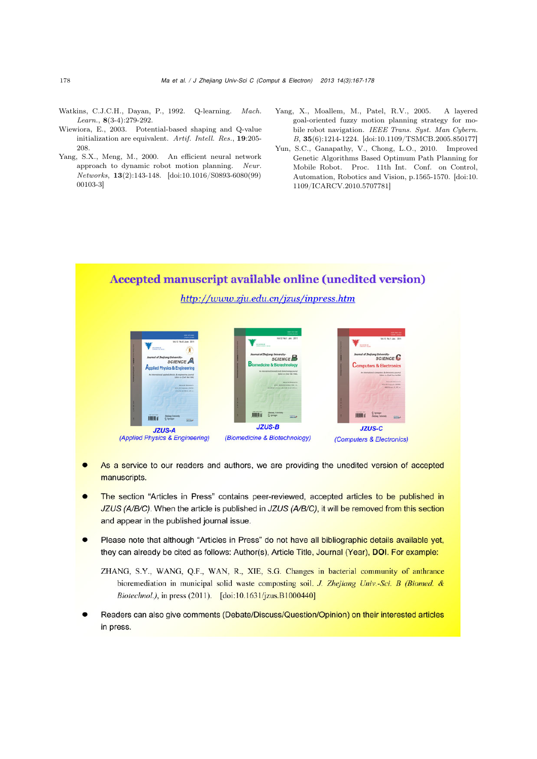Watkins, C.J.C.H., Dayan, P., 1992. Q-learning. *Mach. Learn.*, **8**(3-4):279-292.

Wiewiora, E., 2003. Potential-based shaping and Q-value initialization are equivalent. *Artif. Intell. Res.*, **19**:205-208.

Yang, S.X., Meng, M., 2000. An efficient neural network approach to dynamic robot motion planning. *Neur. Networks*, **13**(2):143-148. [doi:10.1016/S0893-6080(99)00103-3]

Yang, X., Moallem, M., Patel, R.V., 2005. A layered goal-oriented fuzzy motion planning strategy for mobile robot navigation. *IEEE Trans. Syst. Man Cybern. B*, **35**(6):1214-1224. [doi:10.1109/TSMCB.2005.850177]

Yun, S.C., Ganapathy, V., Chong, L.O., 2010. Improved Genetic Algorithms Based Optimum Path Planning for Mobile Robot. Proc. 11th Int. Conf. on Control, Automation, Robotics and Vision, p.1565-1570. [doi:10.1109/ICARCV.2010.5707781]

## Accepted manuscript available online (unedited version)

http://www.zju.edu.cn/jzus/inpress.htm

JZUS-A
(Applied Physics & Engineering)

JZUS-B
(Biomedicine & Biotechnology)

JZUS-C
(Computers & Electronics)

- As a service to our readers and authors, we are providing the unedited version of accepted manuscripts.
- The section "Articles in Press" contains peer-reviewed, accepted articles to be published in *JZUS (A/B/C)*. When the article is published in *JZUS (A/B/C)*, it will be removed from this section and appear in the published journal issue.
- Please note that although "Articles in Press" do not have all bibliographic details available yet, they can already be cited as follows: Author(s), Article Title, Journal (Year), **DOI**. For example:

  ZHANG, S.Y., WANG, Q.F., WAN, R., XIE, S.G. Changes in bacterial community of anthrance bioremediation in municipal solid waste composting soil. *J. Zhejiang Univ.-Sci. B (Biomed. & Biotechnol.)*, in press (2011). [doi:10.1631/jzus.B1000440]

- Readers can also give comments (Debate/Discuss/Question/Opinion) on their interested articles in press.